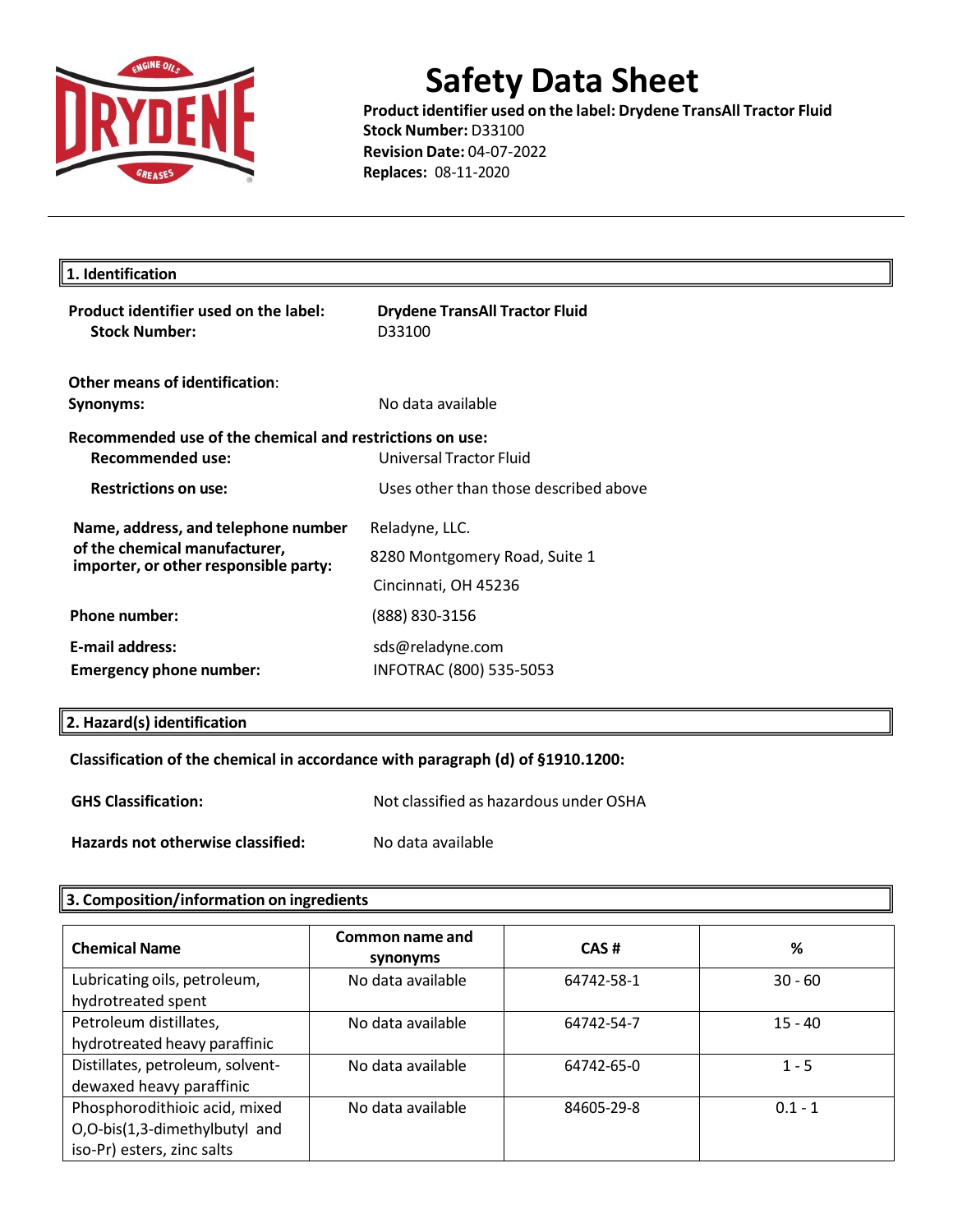# Safety Data Sheet

**Product identifier used on the label: Drydene TransAll Tractor Fluid**
**Stock Number:** D33100
**Revision Date:** 04-07-2022
**Replaces:** 08-11-2020

## 1. Identification

**Product identifier used on the label:** **Drydene TransAll Tractor Fluid**
**Stock Number:** D33100

**Other means of identification:**
**Synonyms:** No data available

**Recommended use of the chemical and restrictions on use:**
**Recommended use:** Universal Tractor Fluid

**Restrictions on use:** Uses other than those described above

**Name, address, and telephone number of the chemical manufacturer, importer, or other responsible party:**
Reladyne, LLC.
8280 Montgomery Road, Suite 1
Cincinnati, OH 45236

**Phone number:** (888) 830-3156

**E-mail address:** sds@reladyne.com
**Emergency phone number:** INFOTRAC (800) 535-5053

## 2. Hazard(s) identification

**Classification of the chemical in accordance with paragraph (d) of §1910.1200:**

**GHS Classification:** Not classified as hazardous under OSHA

**Hazards not otherwise classified:** No data available

## 3. Composition/information on ingredients

| Chemical Name | Common name and synonyms | CAS # | % |
|---|---|---|---|
| Lubricating oils, petroleum, hydrotreated spent | No data available | 64742-58-1 | 30 - 60 |
| Petroleum distillates, hydrotreated heavy paraffinic | No data available | 64742-54-7 | 15 - 40 |
| Distillates, petroleum, solvent-dewaxed heavy paraffinic | No data available | 64742-65-0 | 1 - 5 |
| Phosphorodithioic acid, mixed O,O-bis(1,3-dimethylbutyl and iso-Pr) esters, zinc salts | No data available | 84605-29-8 | 0.1 - 1 |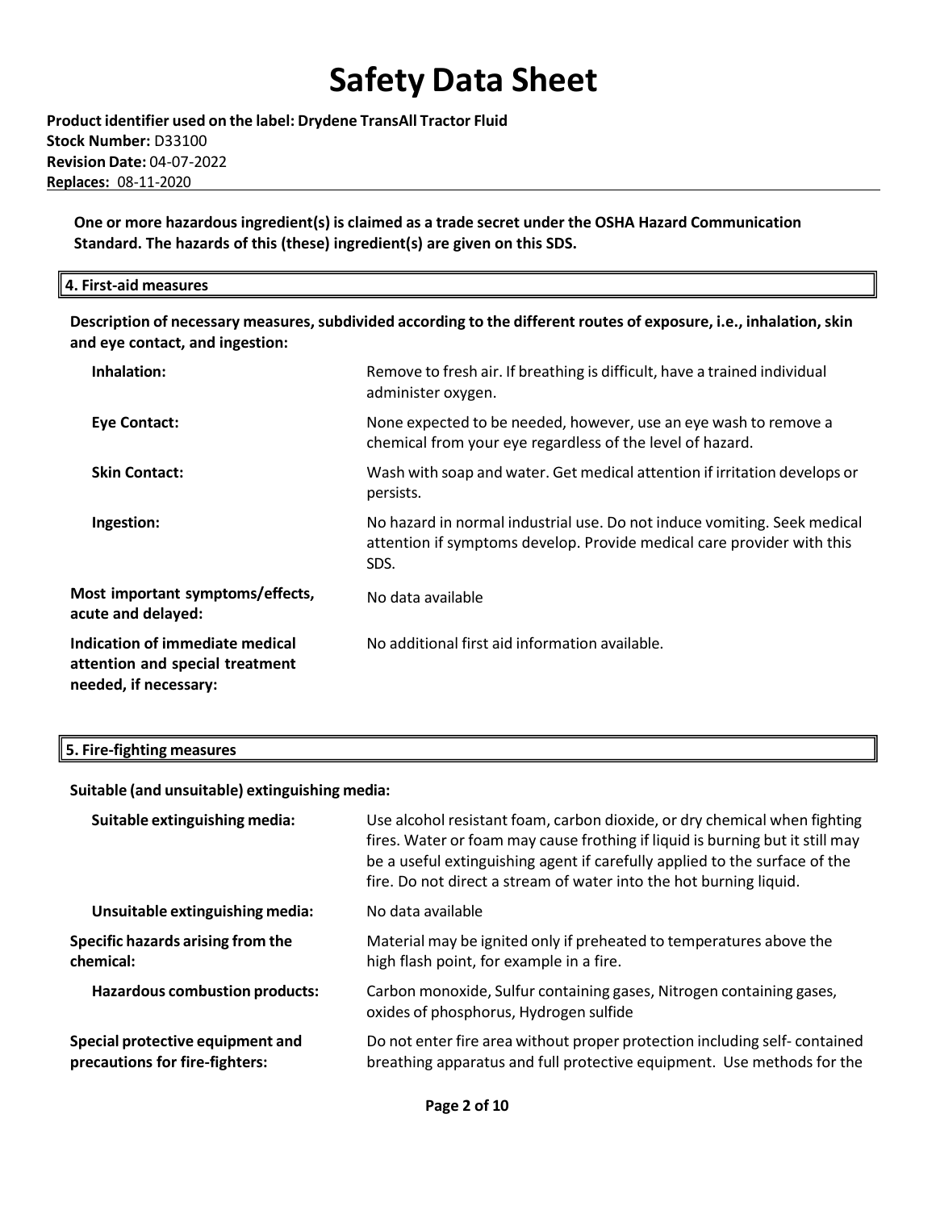**Product identifier used on the label: Drydene TransAll Tractor Fluid**
**Stock Number:** D33100
**Revision Date:** 04-07-2022
**Replaces:** 08-11-2020

**One or more hazardous ingredient(s) is claimed as a trade secret under the OSHA Hazard Communication Standard. The hazards of this (these) ingredient(s) are given on this SDS.**

## 4. First-aid measures

**Description of necessary measures, subdivided according to the different routes of exposure, i.e., inhalation, skin and eye contact, and ingestion:**

| | |
|---|---|
| **Inhalation:** | Remove to fresh air. If breathing is difficult, have a trained individual administer oxygen. |
| **Eye Contact:** | None expected to be needed, however, use an eye wash to remove a chemical from your eye regardless of the level of hazard. |
| **Skin Contact:** | Wash with soap and water. Get medical attention if irritation develops or persists. |
| **Ingestion:** | No hazard in normal industrial use. Do not induce vomiting. Seek medical attention if symptoms develop. Provide medical care provider with this SDS. |
| **Most important symptoms/effects, acute and delayed:** | No data available |
| **Indication of immediate medical attention and special treatment needed, if necessary:** | No additional first aid information available. |

## 5. Fire-fighting measures

**Suitable (and unsuitable) extinguishing media:**

| | |
|---|---|
| **Suitable extinguishing media:** | Use alcohol resistant foam, carbon dioxide, or dry chemical when fighting fires. Water or foam may cause frothing if liquid is burning but it still may be a useful extinguishing agent if carefully applied to the surface of the fire. Do not direct a stream of water into the hot burning liquid. |
| **Unsuitable extinguishing media:** | No data available |
| **Specific hazards arising from the chemical:** | Material may be ignited only if preheated to temperatures above the high flash point, for example in a fire. |
| **Hazardous combustion products:** | Carbon monoxide, Sulfur containing gases, Nitrogen containing gases, oxides of phosphorus, Hydrogen sulfide |
| **Special protective equipment and precautions for fire-fighters:** | Do not enter fire area without proper protection including self- contained breathing apparatus and full protective equipment. Use methods for the |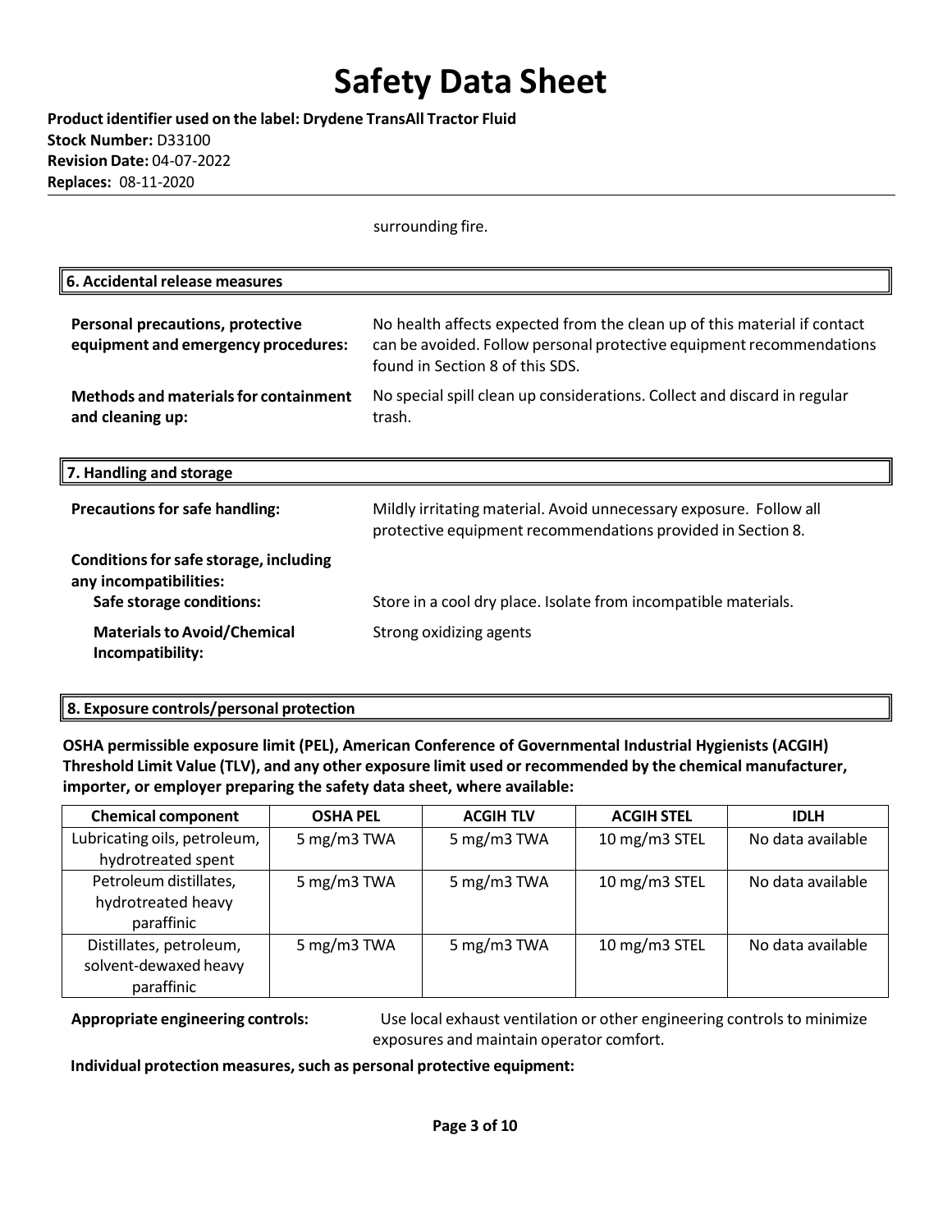surrounding fire.

## 6. Accidental release measures

**Personal precautions, protective equipment and emergency procedures:** No health affects expected from the clean up of this material if contact can be avoided. Follow personal protective equipment recommendations found in Section 8 of this SDS.

**Methods and materials for containment and cleaning up:** No special spill clean up considerations. Collect and discard in regular trash.

## 7. Handling and storage

**Precautions for safe handling:** Mildly irritating material. Avoid unnecessary exposure. Follow all protective equipment recommendations provided in Section 8.

**Conditions for safe storage, including any incompatibilities:**

**Safe storage conditions:** Store in a cool dry place. Isolate from incompatible materials.

**Materials to Avoid/Chemical Incompatibility:** Strong oxidizing agents

## 8. Exposure controls/personal protection

**OSHA permissible exposure limit (PEL), American Conference of Governmental Industrial Hygienists (ACGIH) Threshold Limit Value (TLV), and any other exposure limit used or recommended by the chemical manufacturer, importer, or employer preparing the safety data sheet, where available:**

| Chemical component | OSHA PEL | ACGIH TLV | ACGIH STEL | IDLH |
|---|---|---|---|---|
| Lubricating oils, petroleum, hydrotreated spent | 5 mg/m3 TWA | 5 mg/m3 TWA | 10 mg/m3 STEL | No data available |
| Petroleum distillates, hydrotreated heavy paraffinic | 5 mg/m3 TWA | 5 mg/m3 TWA | 10 mg/m3 STEL | No data available |
| Distillates, petroleum, solvent-dewaxed heavy paraffinic | 5 mg/m3 TWA | 5 mg/m3 TWA | 10 mg/m3 STEL | No data available |

**Appropriate engineering controls:** Use local exhaust ventilation or other engineering controls to minimize exposures and maintain operator comfort.

**Individual protection measures, such as personal protective equipment:**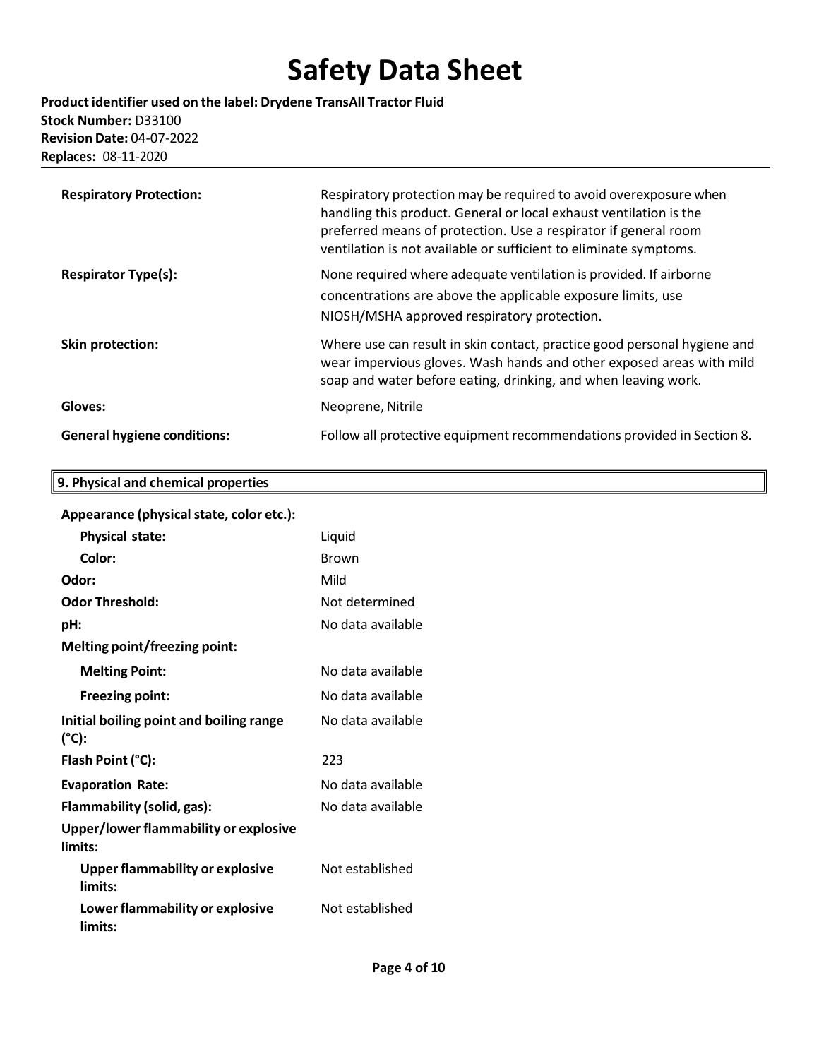| | |
|---|---|
| **Respiratory Protection:** | Respiratory protection may be required to avoid overexposure when handling this product. General or local exhaust ventilation is the preferred means of protection. Use a respirator if general room ventilation is not available or sufficient to eliminate symptoms. |
| **Respirator Type(s):** | None required where adequate ventilation is provided. If airborne concentrations are above the applicable exposure limits, use NIOSH/MSHA approved respiratory protection. |
| **Skin protection:** | Where use can result in skin contact, practice good personal hygiene and wear impervious gloves. Wash hands and other exposed areas with mild soap and water before eating, drinking, and when leaving work. |
| **Gloves:** | Neoprene, Nitrile |
| **General hygiene conditions:** | Follow all protective equipment recommendations provided in Section 8. |

## 9. Physical and chemical properties

| | |
|---|---|
| **Appearance (physical state, color etc.):** | |
| **Physical state:** | Liquid |
| **Color:** | Brown |
| **Odor:** | Mild |
| **Odor Threshold:** | Not determined |
| **pH:** | No data available |
| **Melting point/freezing point:** | |
| **Melting Point:** | No data available |
| **Freezing point:** | No data available |
| **Initial boiling point and boiling range (°C):** | No data available |
| **Flash Point (°C):** | 223 |
| **Evaporation Rate:** | No data available |
| **Flammability (solid, gas):** | No data available |
| **Upper/lower flammability or explosive limits:** | |
| **Upper flammability or explosive limits:** | Not established |
| **Lower flammability or explosive limits:** | Not established |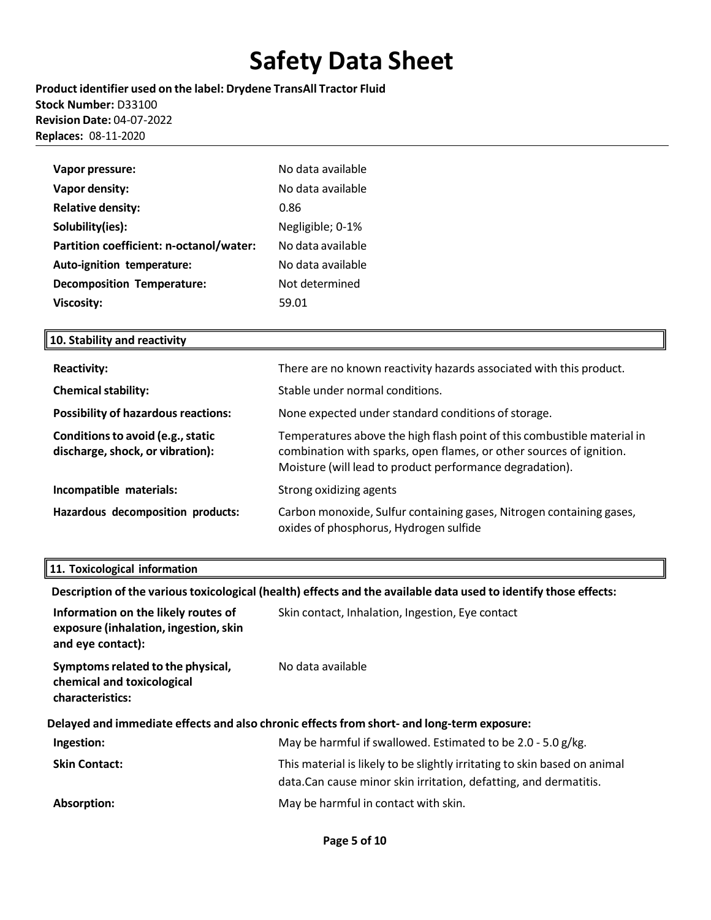| | |
|---|---|
| **Vapor pressure:** | No data available |
| **Vapor density:** | No data available |
| **Relative density:** | 0.86 |
| **Solubility(ies):** | Negligible; 0-1% |
| **Partition coefficient: n-octanol/water:** | No data available |
| **Auto-ignition temperature:** | No data available |
| **Decomposition Temperature:** | Not determined |
| **Viscosity:** | 59.01 |

## 10. Stability and reactivity

| | |
|---|---|
| **Reactivity:** | There are no known reactivity hazards associated with this product. |
| **Chemical stability:** | Stable under normal conditions. |
| **Possibility of hazardous reactions:** | None expected under standard conditions of storage. |
| **Conditions to avoid (e.g., static discharge, shock, or vibration):** | Temperatures above the high flash point of this combustible material in combination with sparks, open flames, or other sources of ignition. Moisture (will lead to product performance degradation). |
| **Incompatible materials:** | Strong oxidizing agents |
| **Hazardous decomposition products:** | Carbon monoxide, Sulfur containing gases, Nitrogen containing gases, oxides of phosphorus, Hydrogen sulfide |

## 11. Toxicological information

**Description of the various toxicological (health) effects and the available data used to identify those effects:**

| | |
|---|---|
| **Information on the likely routes of exposure (inhalation, ingestion, skin and eye contact):** | Skin contact, Inhalation, Ingestion, Eye contact |
| **Symptoms related to the physical, chemical and toxicological characteristics:** | No data available |

**Delayed and immediate effects and also chronic effects from short- and long-term exposure:**

| | |
|---|---|
| **Ingestion:** | May be harmful if swallowed. Estimated to be 2.0 - 5.0 g/kg. |
| **Skin Contact:** | This material is likely to be slightly irritating to skin based on animal data.Can cause minor skin irritation, defatting, and dermatitis. |
| **Absorption:** | May be harmful in contact with skin. |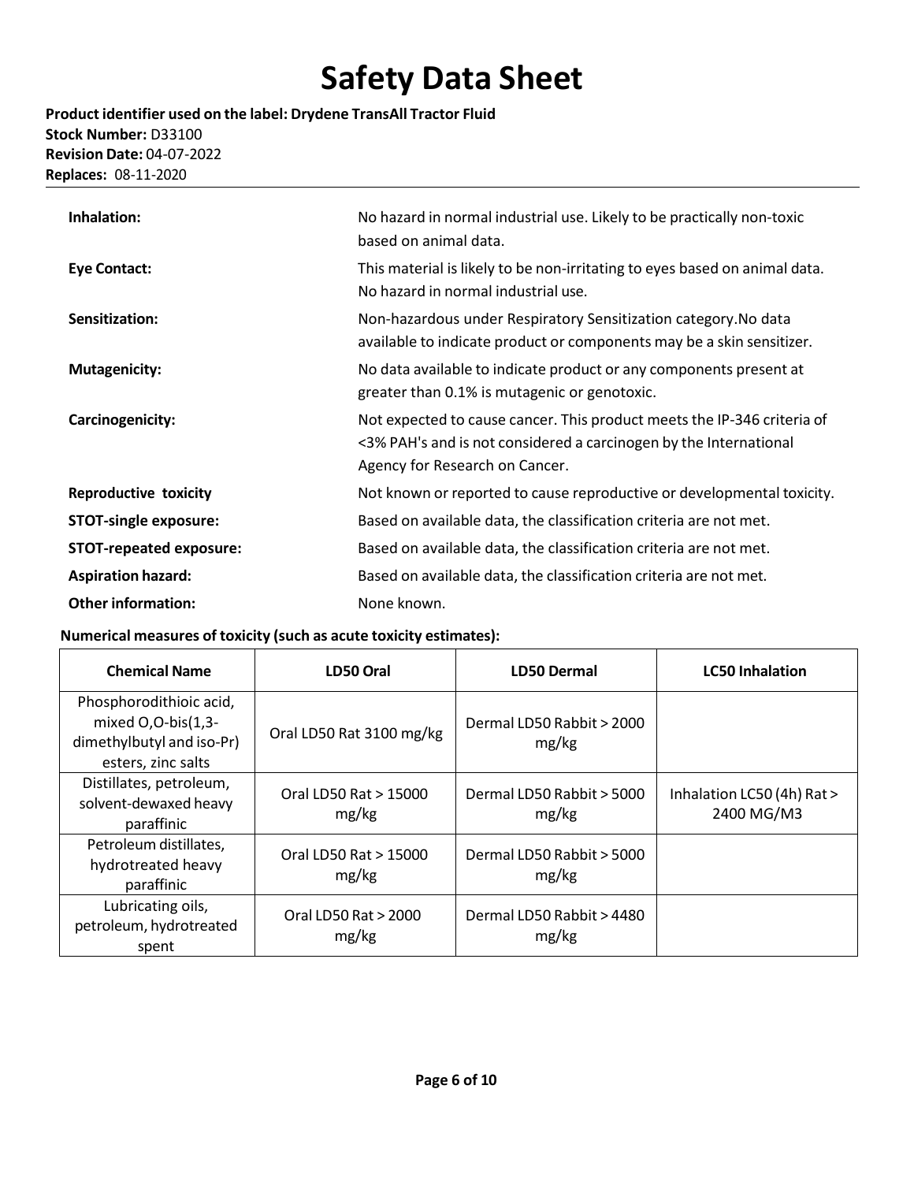| | |
|---|---|
| **Inhalation:** | No hazard in normal industrial use. Likely to be practically non-toxic based on animal data. |
| **Eye Contact:** | This material is likely to be non-irritating to eyes based on animal data. No hazard in normal industrial use. |
| **Sensitization:** | Non-hazardous under Respiratory Sensitization category.No data available to indicate product or components may be a skin sensitizer. |
| **Mutagenicity:** | No data available to indicate product or any components present at greater than 0.1% is mutagenic or genotoxic. |
| **Carcinogenicity:** | Not expected to cause cancer. This product meets the IP-346 criteria of <3% PAH's and is not considered a carcinogen by the International Agency for Research on Cancer. |
| **Reproductive toxicity** | Not known or reported to cause reproductive or developmental toxicity. |
| **STOT-single exposure:** | Based on available data, the classification criteria are not met. |
| **STOT-repeated exposure:** | Based on available data, the classification criteria are not met. |
| **Aspiration hazard:** | Based on available data, the classification criteria are not met. |
| **Other information:** | None known. |

**Numerical measures of toxicity (such as acute toxicity estimates):**

| Chemical Name | LD50 Oral | LD50 Dermal | LC50 Inhalation |
|---|---|---|---|
| Phosphorodithioic acid, mixed O,O-bis(1,3-dimethylbutyl and iso-Pr) esters, zinc salts | Oral LD50 Rat 3100 mg/kg | Dermal LD50 Rabbit > 2000 mg/kg | |
| Distillates, petroleum, solvent-dewaxed heavy paraffinic | Oral LD50 Rat > 15000 mg/kg | Dermal LD50 Rabbit > 5000 mg/kg | Inhalation LC50 (4h) Rat > 2400 MG/M3 |
| Petroleum distillates, hydrotreated heavy paraffinic | Oral LD50 Rat > 15000 mg/kg | Dermal LD50 Rabbit > 5000 mg/kg | |
| Lubricating oils, petroleum, hydrotreated spent | Oral LD50 Rat > 2000 mg/kg | Dermal LD50 Rabbit > 4480 mg/kg | |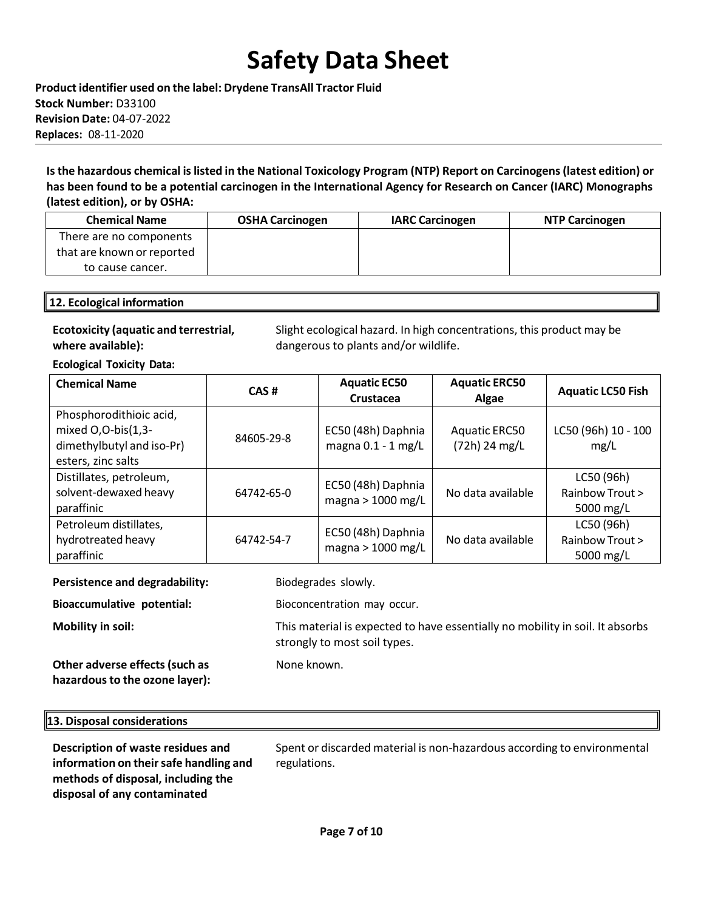Is the hazardous chemical is listed in the National Toxicology Program (NTP) Report on Carcinogens (latest edition) or has been found to be a potential carcinogen in the International Agency for Research on Cancer (IARC) Monographs (latest edition), or by OSHA:

| Chemical Name | OSHA Carcinogen | IARC Carcinogen | NTP Carcinogen |
| --- | --- | --- | --- |
| There are no components that are known or reported to cause cancer. | | | |

## 12. Ecological information

**Ecotoxicity (aquatic and terrestrial, where available):** Slight ecological hazard. In high concentrations, this product may be dangerous to plants and/or wildlife.

**Ecological Toxicity Data:**

| Chemical Name | CAS # | Aquatic EC50 Crustacea | Aquatic ERC50 Algae | Aquatic LC50 Fish |
| --- | --- | --- | --- | --- |
| Phosphorodithioic acid, mixed O,O-bis(1,3-dimethylbutyl and iso-Pr) esters, zinc salts | 84605-29-8 | EC50 (48h) Daphnia magna 0.1 - 1 mg/L | Aquatic ERC50 (72h) 24 mg/L | LC50 (96h) 10 - 100 mg/L |
| Distillates, petroleum, solvent-dewaxed heavy paraffinic | 64742-65-0 | EC50 (48h) Daphnia magna > 1000 mg/L | No data available | LC50 (96h) Rainbow Trout > 5000 mg/L |
| Petroleum distillates, hydrotreated heavy paraffinic | 64742-54-7 | EC50 (48h) Daphnia magna > 1000 mg/L | No data available | LC50 (96h) Rainbow Trout > 5000 mg/L |

**Persistence and degradability:** Biodegrades slowly.

**Bioaccumulative potential:** Bioconcentration may occur.

**Mobility in soil:** This material is expected to have essentially no mobility in soil. It absorbs strongly to most soil types.

**Other adverse effects (such as hazardous to the ozone layer):** None known.

## 13. Disposal considerations

**Description of waste residues and information on their safe handling and methods of disposal, including the disposal of any contaminated** Spent or discarded material is non-hazardous according to environmental regulations.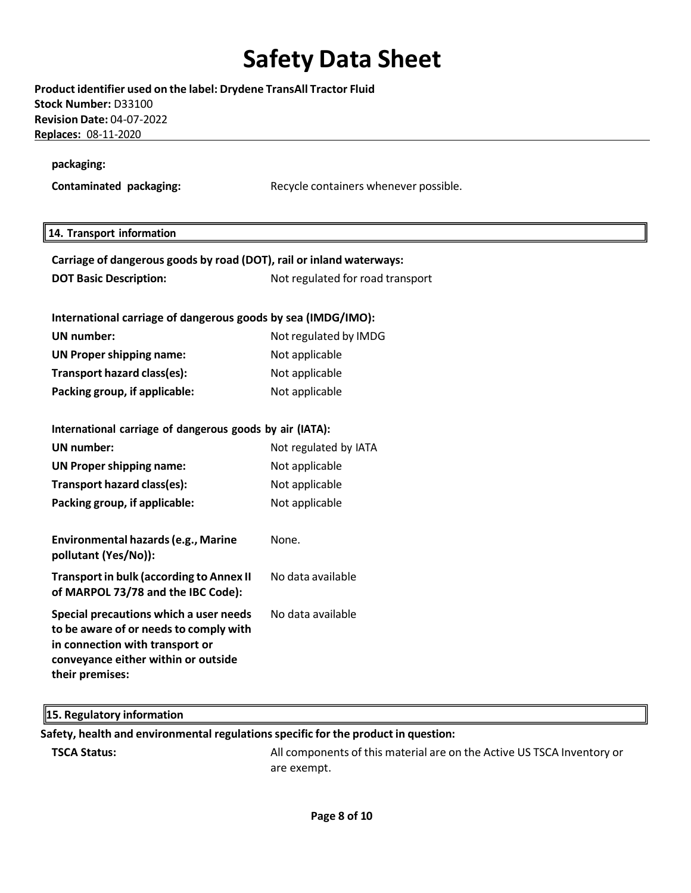**packaging:**

| | |
|---|---|
| **Contaminated packaging:** | Recycle containers whenever possible. |

## 14. Transport information

**Carriage of dangerous goods by road (DOT), rail or inland waterways:**

| | |
|---|---|
| **DOT Basic Description:** | Not regulated for road transport |

**International carriage of dangerous goods by sea (IMDG/IMO):**

| | |
|---|---|
| **UN number:** | Not regulated by IMDG |
| **UN Proper shipping name:** | Not applicable |
| **Transport hazard class(es):** | Not applicable |
| **Packing group, if applicable:** | Not applicable |

**International carriage of dangerous goods by air (IATA):**

| | |
|---|---|
| **UN number:** | Not regulated by IATA |
| **UN Proper shipping name:** | Not applicable |
| **Transport hazard class(es):** | Not applicable |
| **Packing group, if applicable:** | Not applicable |

| | |
|---|---|
| **Environmental hazards (e.g., Marine pollutant (Yes/No)):** | None. |
| **Transport in bulk (according to Annex II of MARPOL 73/78 and the IBC Code):** | No data available |
| **Special precautions which a user needs to be aware of or needs to comply with in connection with transport or conveyance either within or outside their premises:** | No data available |

## 15. Regulatory information

**Safety, health and environmental regulations specific for the product in question:**

| | |
|---|---|
| **TSCA Status:** | All components of this material are on the Active US TSCA Inventory or are exempt. |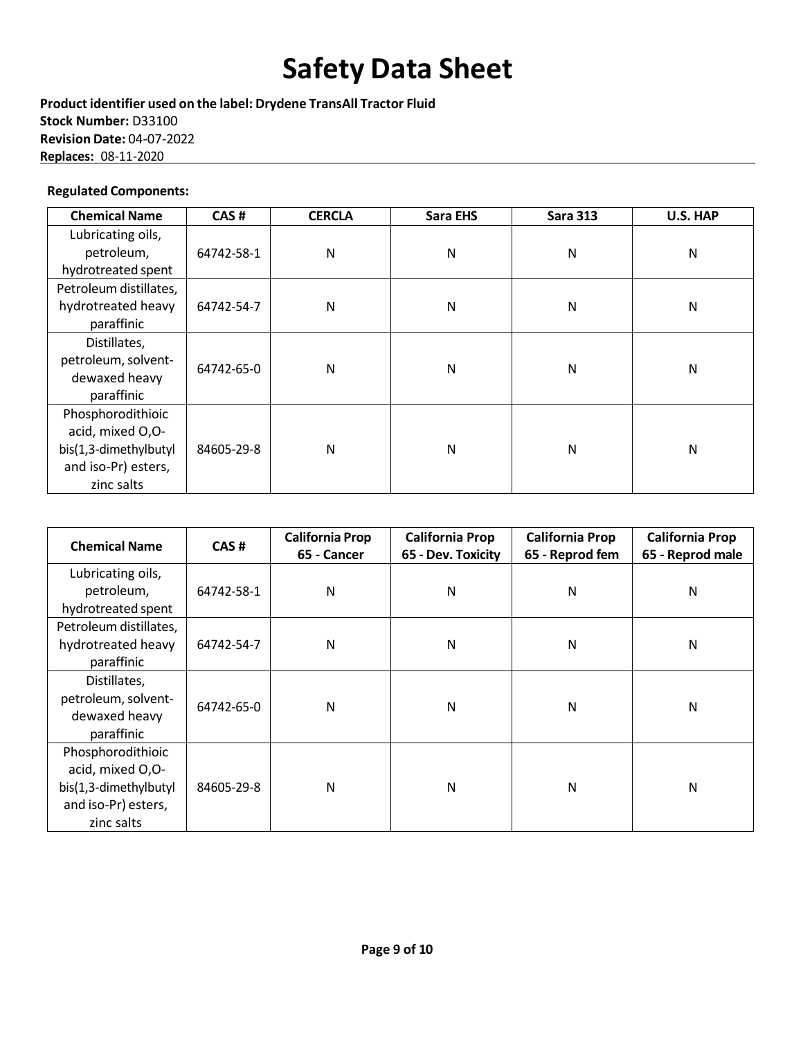# Safety Data Sheet

**Product identifier used on the label: Drydene TransAll Tractor Fluid**
**Stock Number:** D33100
**Revision Date:** 04-07-2022
**Replaces:** 08-11-2020

**Regulated Components:**

| Chemical Name | CAS # | CERCLA | Sara EHS | Sara 313 | U.S. HAP |
|---|---|---|---|---|---|
| Lubricating oils, petroleum, hydrotreated spent | 64742-58-1 | N | N | N | N |
| Petroleum distillates, hydrotreated heavy paraffinic | 64742-54-7 | N | N | N | N |
| Distillates, petroleum, solvent-dewaxed heavy paraffinic | 64742-65-0 | N | N | N | N |
| Phosphorodithioic acid, mixed O,O-bis(1,3-dimethylbutyl and iso-Pr) esters, zinc salts | 84605-29-8 | N | N | N | N |

| Chemical Name | CAS # | California Prop 65 - Cancer | California Prop 65 - Dev. Toxicity | California Prop 65 - Reprod fem | California Prop 65 - Reprod male |
|---|---|---|---|---|---|
| Lubricating oils, petroleum, hydrotreated spent | 64742-58-1 | N | N | N | N |
| Petroleum distillates, hydrotreated heavy paraffinic | 64742-54-7 | N | N | N | N |
| Distillates, petroleum, solvent-dewaxed heavy paraffinic | 64742-65-0 | N | N | N | N |
| Phosphorodithioic acid, mixed O,O-bis(1,3-dimethylbutyl and iso-Pr) esters, zinc salts | 84605-29-8 | N | N | N | N |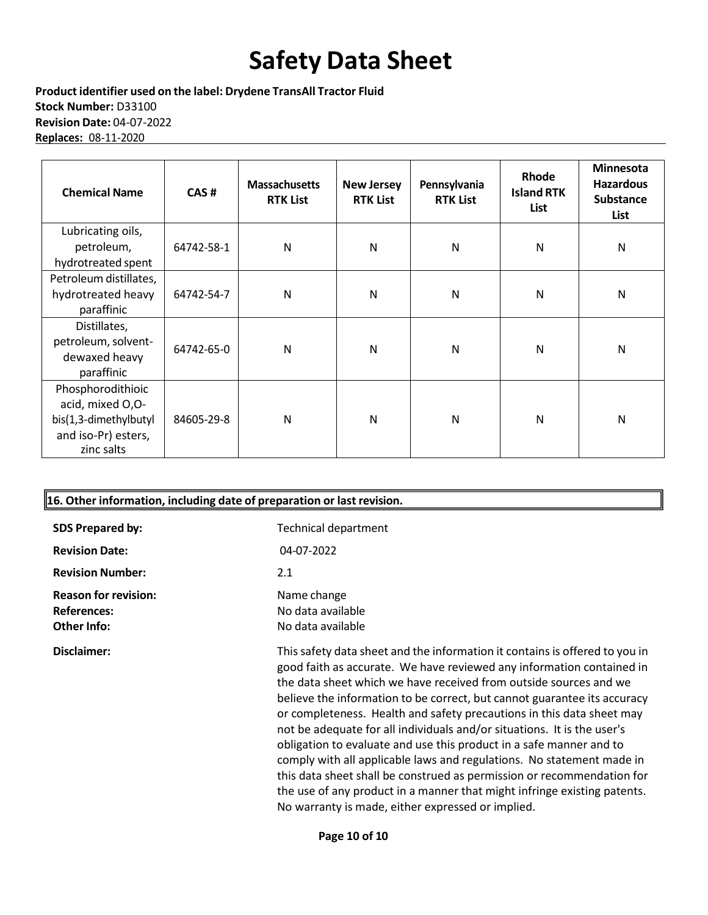| Chemical Name | CAS # | Massachusetts RTK List | New Jersey RTK List | Pennsylvania RTK List | Rhode Island RTK List | Minnesota Hazardous Substance List |
|---|---|---|---|---|---|---|
| Lubricating oils, petroleum, hydrotreated spent | 64742-58-1 | N | N | N | N | N |
| Petroleum distillates, hydrotreated heavy paraffinic | 64742-54-7 | N | N | N | N | N |
| Distillates, petroleum, solvent-dewaxed heavy paraffinic | 64742-65-0 | N | N | N | N | N |
| Phosphorodithioic acid, mixed O,O-bis(1,3-dimethylbutyl and iso-Pr) esters, zinc salts | 84605-29-8 | N | N | N | N | N |

## 16. Other information, including date of preparation or last revision.

**SDS Prepared by:** Technical department

**Revision Date:** 04-07-2022

**Revision Number:** 2.1

**Reason for revision:** Name change

**References:** No data available

**Other Info:** No data available

**Disclaimer:** This safety data sheet and the information it contains is offered to you in good faith as accurate. We have reviewed any information contained in the data sheet which we have received from outside sources and we believe the information to be correct, but cannot guarantee its accuracy or completeness. Health and safety precautions in this data sheet may not be adequate for all individuals and/or situations. It is the user's obligation to evaluate and use this product in a safe manner and to comply with all applicable laws and regulations. No statement made in this data sheet shall be construed as permission or recommendation for the use of any product in a manner that might infringe existing patents. No warranty is made, either expressed or implied.